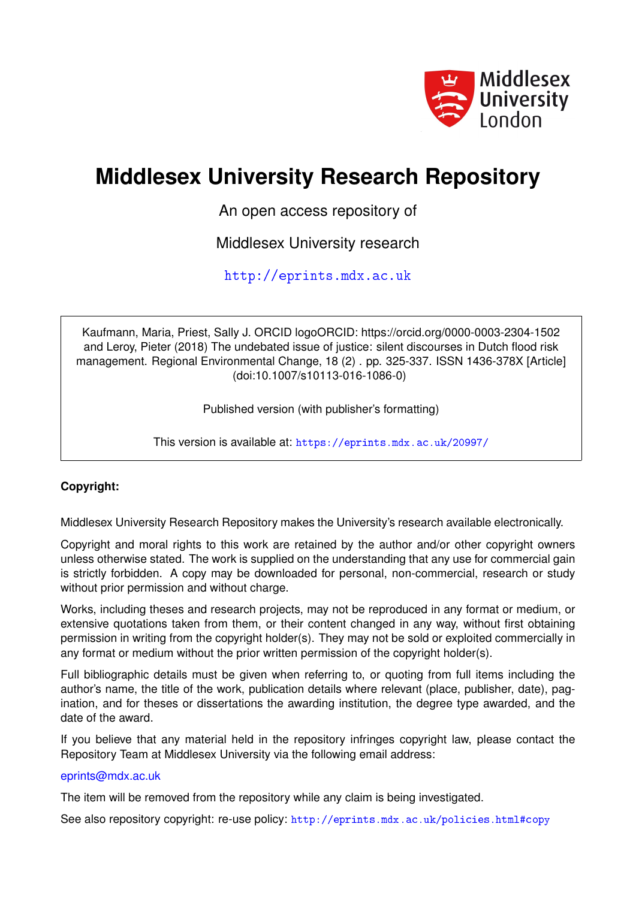# Middlesex University Research Repository

An open access repository of

Middlesex University research

http://eprints.mdx.ac.uk

Kaufmann, Maria, Priest, Sally J. ORCID logoORCID: https://orcid.org/0000-0003-2304-1502 and Leroy, Pieter (2018) The undebated issue of justice: silent discourses in Dutch flood risk management. Regional Environmental Change, 18 (2) . pp. 325-337. ISSN 1436-378X [Article] (doi:10.1007/s10113-016-1086-0)

Published version (with publisher's formatting)

This version is available at: https://eprints.mdx.ac.uk/20997/

**Copyright:**

Middlesex University Research Repository makes the University's research available electronically.

Copyright and moral rights to this work are retained by the author and/or other copyright owners unless otherwise stated. The work is supplied on the understanding that any use for commercial gain is strictly forbidden. A copy may be downloaded for personal, non-commercial, research or study without prior permission and without charge.

Works, including theses and research projects, may not be reproduced in any format or medium, or extensive quotations taken from them, or their content changed in any way, without first obtaining permission in writing from the copyright holder(s). They may not be sold or exploited commercially in any format or medium without the prior written permission of the copyright holder(s).

Full bibliographic details must be given when referring to, or quoting from full items including the author's name, the title of the work, publication details where relevant (place, publisher, date), pagination, and for theses or dissertations the awarding institution, the degree type awarded, and the date of the award.

If you believe that any material held in the repository infringes copyright law, please contact the Repository Team at Middlesex University via the following email address:

eprints@mdx.ac.uk

The item will be removed from the repository while any claim is being investigated.

See also repository copyright: re-use policy: http://eprints.mdx.ac.uk/policies.html#copy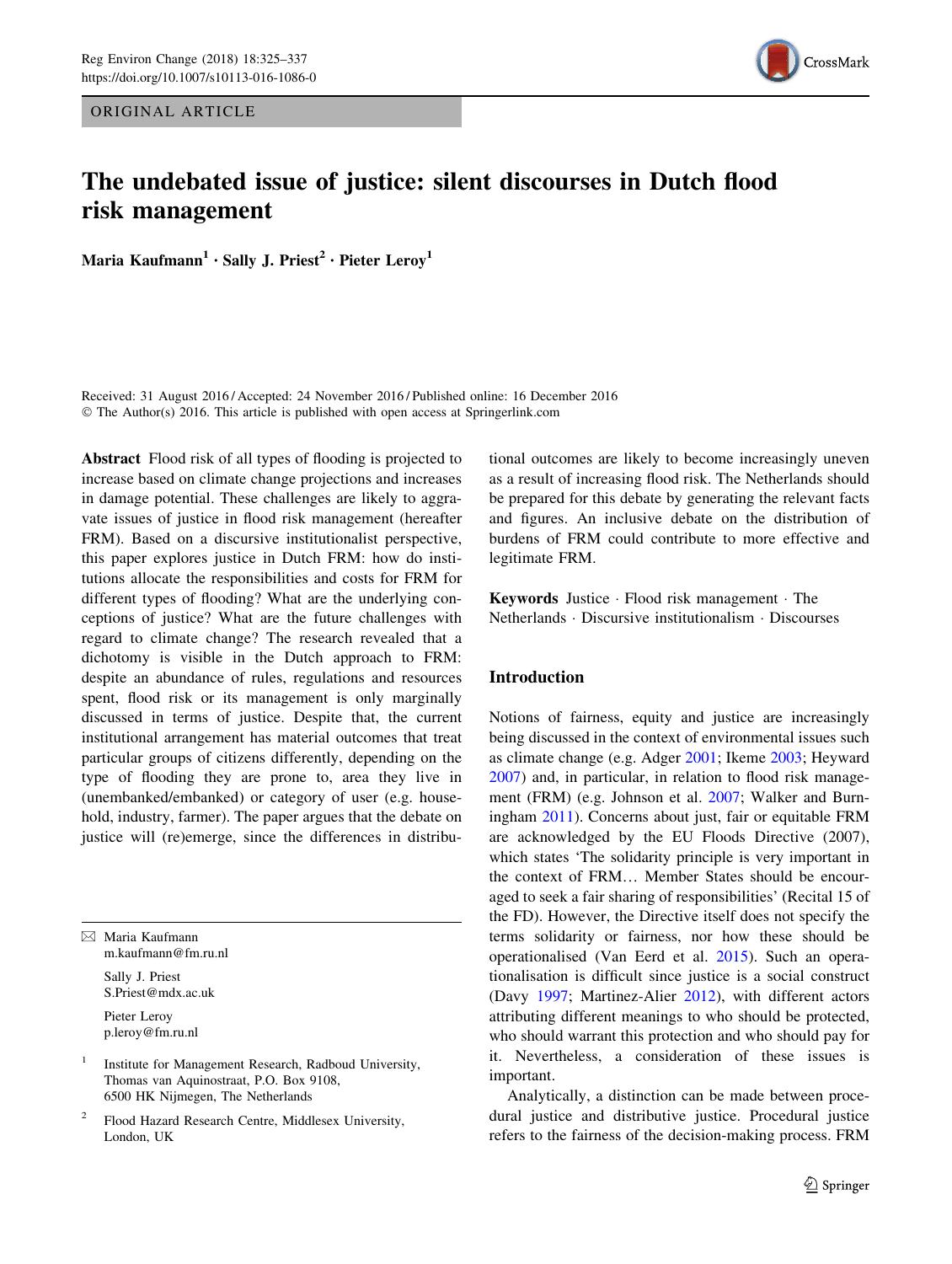# The undebated issue of justice: silent discourses in Dutch flood risk management

**Maria Kaufmann**[1] · **Sally J. Priest**[2] · **Pieter Leroy**[1]

Received: 31 August 2016 / Accepted: 24 November 2016 / Published online: 16 December 2016
© The Author(s) 2016. This article is published with open access at Springerlink.com

**Abstract** Flood risk of all types of flooding is projected to increase based on climate change projections and increases in damage potential. These challenges are likely to aggravate issues of justice in flood risk management (hereafter FRM). Based on a discursive institutionalist perspective, this paper explores justice in Dutch FRM: how do institutions allocate the responsibilities and costs for FRM for different types of flooding? What are the underlying conceptions of justice? What are the future challenges with regard to climate change? The research revealed that a dichotomy is visible in the Dutch approach to FRM: despite an abundance of rules, regulations and resources spent, flood risk or its management is only marginally discussed in terms of justice. Despite that, the current institutional arrangement has material outcomes that treat particular groups of citizens differently, depending on the type of flooding they are prone to, area they live in (unembanked/embanked) or category of user (e.g. household, industry, farmer). The paper argues that the debate on justice will (re)emerge, since the differences in distributional outcomes are likely to become increasingly uneven as a result of increasing flood risk. The Netherlands should be prepared for this debate by generating the relevant facts and figures. An inclusive debate on the distribution of burdens of FRM could contribute to more effective and legitimate FRM.

**Keywords** Justice · Flood risk management · The Netherlands · Discursive institutionalism · Discourses

✉ Maria Kaufmann
m.kaufmann@fm.ru.nl

Sally J. Priest
S.Priest@mdx.ac.uk

Pieter Leroy
p.leroy@fm.ru.nl

[1] Institute for Management Research, Radboud University, Thomas van Aquinostraat, P.O. Box 9108, 6500 HK Nijmegen, The Netherlands

[2] Flood Hazard Research Centre, Middlesex University, London, UK

## Introduction

Notions of fairness, equity and justice are increasingly being discussed in the context of environmental issues such as climate change (e.g. Adger 2001; Ikeme 2003; Heyward 2007) and, in particular, in relation to flood risk management (FRM) (e.g. Johnson et al. 2007; Walker and Burningham 2011). Concerns about just, fair or equitable FRM are acknowledged by the EU Floods Directive (2007), which states 'The solidarity principle is very important in the context of FRM… Member States should be encouraged to seek a fair sharing of responsibilities' (Recital 15 of the FD). However, the Directive itself does not specify the terms solidarity or fairness, nor how these should be operationalised (Van Eerd et al. 2015). Such an operationalisation is difficult since justice is a social construct (Davy 1997; Martinez-Alier 2012), with different actors attributing different meanings to who should be protected, who should warrant this protection and who should pay for it. Nevertheless, a consideration of these issues is important.

Analytically, a distinction can be made between procedural justice and distributive justice. Procedural justice refers to the fairness of the decision-making process. FRM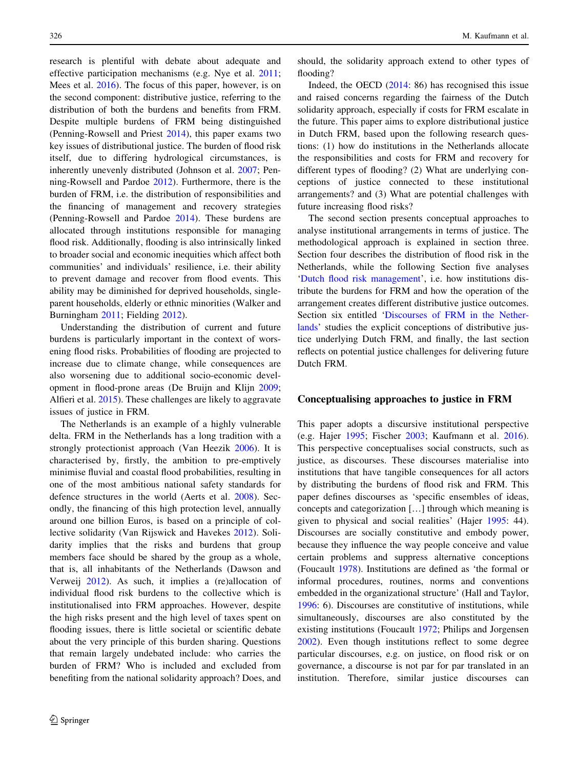research is plentiful with debate about adequate and effective participation mechanisms (e.g. Nye et al. 2011; Mees et al. 2016). The focus of this paper, however, is on the second component: distributive justice, referring to the distribution of both the burdens and benefits from FRM. Despite multiple burdens of FRM being distinguished (Penning-Rowsell and Priest 2014), this paper exams two key issues of distributional justice. The burden of flood risk itself, due to differing hydrological circumstances, is inherently unevenly distributed (Johnson et al. 2007; Penning-Rowsell and Pardoe 2012). Furthermore, there is the burden of FRM, i.e. the distribution of responsibilities and the financing of management and recovery strategies (Penning-Rowsell and Pardoe 2014). These burdens are allocated through institutions responsible for managing flood risk. Additionally, flooding is also intrinsically linked to broader social and economic inequities which affect both communities' and individuals' resilience, i.e. their ability to prevent damage and recover from flood events. This ability may be diminished for deprived households, single-parent households, elderly or ethnic minorities (Walker and Burningham 2011; Fielding 2012).

Understanding the distribution of current and future burdens is particularly important in the context of worsening flood risks. Probabilities of flooding are projected to increase due to climate change, while consequences are also worsening due to additional socio-economic development in flood-prone areas (De Bruijn and Klijn 2009; Alfieri et al. 2015). These challenges are likely to aggravate issues of justice in FRM.

The Netherlands is an example of a highly vulnerable delta. FRM in the Netherlands has a long tradition with a strongly protectionist approach (Van Heezik 2006). It is characterised by, firstly, the ambition to pre-emptively minimise fluvial and coastal flood probabilities, resulting in one of the most ambitious national safety standards for defence structures in the world (Aerts et al. 2008). Secondly, the financing of this high protection level, annually around one billion Euros, is based on a principle of collective solidarity (Van Rijswick and Havekes 2012). Solidarity implies that the risks and burdens that group members face should be shared by the group as a whole, that is, all inhabitants of the Netherlands (Dawson and Verweij 2012). As such, it implies a (re)allocation of individual flood risk burdens to the collective which is institutionalised into FRM approaches. However, despite the high risks present and the high level of taxes spent on flooding issues, there is little societal or scientific debate about the very principle of this burden sharing. Questions that remain largely undebated include: who carries the burden of FRM? Who is included and excluded from benefiting from the national solidarity approach? Does, and should, the solidarity approach extend to other types of flooding?

Indeed, the OECD (2014: 86) has recognised this issue and raised concerns regarding the fairness of the Dutch solidarity approach, especially if costs for FRM escalate in the future. This paper aims to explore distributional justice in Dutch FRM, based upon the following research questions: (1) how do institutions in the Netherlands allocate the responsibilities and costs for FRM and recovery for different types of flooding? (2) What are underlying conceptions of justice connected to these institutional arrangements? and (3) What are potential challenges with future increasing flood risks?

The second section presents conceptual approaches to analyse institutional arrangements in terms of justice. The methodological approach is explained in section three. Section four describes the distribution of flood risk in the Netherlands, while the following Section five analyses 'Dutch flood risk management', i.e. how institutions distribute the burdens for FRM and how the operation of the arrangement creates different distributive justice outcomes. Section six entitled 'Discourses of FRM in the Netherlands' studies the explicit conceptions of distributive justice underlying Dutch FRM, and finally, the last section reflects on potential justice challenges for delivering future Dutch FRM.

## Conceptualising approaches to justice in FRM

This paper adopts a discursive institutional perspective (e.g. Hajer 1995; Fischer 2003; Kaufmann et al. 2016). This perspective conceptualises social constructs, such as justice, as discourses. These discourses materialise into institutions that have tangible consequences for all actors by distributing the burdens of flood risk and FRM. This paper defines discourses as 'specific ensembles of ideas, concepts and categorization […] through which meaning is given to physical and social realities' (Hajer 1995: 44). Discourses are socially constitutive and embody power, because they influence the way people conceive and value certain problems and suppress alternative conceptions (Foucault 1978). Institutions are defined as 'the formal or informal procedures, routines, norms and conventions embedded in the organizational structure' (Hall and Taylor, 1996: 6). Discourses are constitutive of institutions, while simultaneously, discourses are also constituted by the existing institutions (Foucault 1972; Philips and Jorgensen 2002). Even though institutions reflect to some degree particular discourses, e.g. on justice, on flood risk or on governance, a discourse is not par for par translated in an institution. Therefore, similar justice discourses can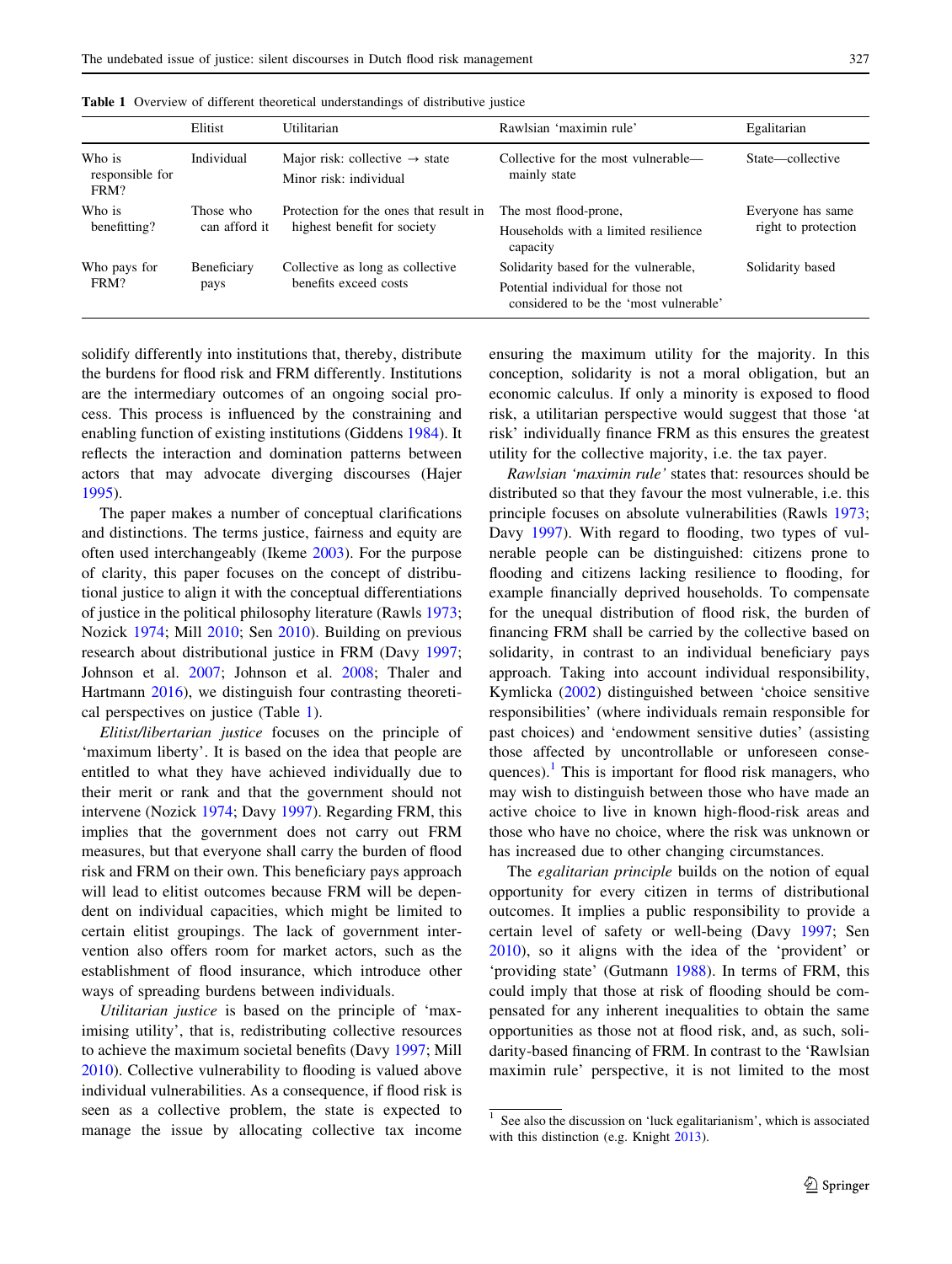**Table 1** Overview of different theoretical understandings of distributive justice

| | Elitist | Utilitarian | Rawlsian 'maximin rule' | Egalitarian |
|---|---|---|---|---|
| Who is responsible for FRM? | Individual | Major risk: collective → state<br>Minor risk: individual | Collective for the most vulnerable—mainly state | State—collective |
| Who is benefitting? | Those who can afford it | Protection for the ones that result in highest benefit for society | The most flood-prone,<br>Households with a limited resilience capacity | Everyone has same right to protection |
| Who pays for FRM? | Beneficiary pays | Collective as long as collective benefits exceed costs | Solidarity based for the vulnerable,<br>Potential individual for those not considered to be the 'most vulnerable' | Solidarity based |

solidify differently into institutions that, thereby, distribute the burdens for flood risk and FRM differently. Institutions are the intermediary outcomes of an ongoing social process. This process is influenced by the constraining and enabling function of existing institutions (Giddens 1984). It reflects the interaction and domination patterns between actors that may advocate diverging discourses (Hajer 1995).

The paper makes a number of conceptual clarifications and distinctions. The terms justice, fairness and equity are often used interchangeably (Ikeme 2003). For the purpose of clarity, this paper focuses on the concept of distributional justice to align it with the conceptual differentiations of justice in the political philosophy literature (Rawls 1973; Nozick 1974; Mill 2010; Sen 2010). Building on previous research about distributional justice in FRM (Davy 1997; Johnson et al. 2007; Johnson et al. 2008; Thaler and Hartmann 2016), we distinguish four contrasting theoretical perspectives on justice (Table 1).

*Elitist/libertarian justice* focuses on the principle of 'maximum liberty'. It is based on the idea that people are entitled to what they have achieved individually due to their merit or rank and that the government should not intervene (Nozick 1974; Davy 1997). Regarding FRM, this implies that the government does not carry out FRM measures, but that everyone shall carry the burden of flood risk and FRM on their own. This beneficiary pays approach will lead to elitist outcomes because FRM will be dependent on individual capacities, which might be limited to certain elitist groupings. The lack of government intervention also offers room for market actors, such as the establishment of flood insurance, which introduce other ways of spreading burdens between individuals.

*Utilitarian justice* is based on the principle of 'maximising utility', that is, redistributing collective resources to achieve the maximum societal benefits (Davy 1997; Mill 2010). Collective vulnerability to flooding is valued above individual vulnerabilities. As a consequence, if flood risk is seen as a collective problem, the state is expected to manage the issue by allocating collective tax income ensuring the maximum utility for the majority. In this conception, solidarity is not a moral obligation, but an economic calculus. If only a minority is exposed to flood risk, a utilitarian perspective would suggest that those 'at risk' individually finance FRM as this ensures the greatest utility for the collective majority, i.e. the tax payer.

*Rawlsian 'maximin rule'* states that: resources should be distributed so that they favour the most vulnerable, i.e. this principle focuses on absolute vulnerabilities (Rawls 1973; Davy 1997). With regard to flooding, two types of vulnerable people can be distinguished: citizens prone to flooding and citizens lacking resilience to flooding, for example financially deprived households. To compensate for the unequal distribution of flood risk, the burden of financing FRM shall be carried by the collective based on solidarity, in contrast to an individual beneficiary pays approach. Taking into account individual responsibility, Kymlicka (2002) distinguished between 'choice sensitive responsibilities' (where individuals remain responsible for past choices) and 'endowment sensitive duties' (assisting those affected by uncontrollable or unforeseen consequences).[1] This is important for flood risk managers, who may wish to distinguish between those who have made an active choice to live in known high-flood-risk areas and those who have no choice, where the risk was unknown or has increased due to other changing circumstances.

The *egalitarian principle* builds on the notion of equal opportunity for every citizen in terms of distributional outcomes. It implies a public responsibility to provide a certain level of safety or well-being (Davy 1997; Sen 2010), so it aligns with the idea of the 'provident' or 'providing state' (Gutmann 1988). In terms of FRM, this could imply that those at risk of flooding should be compensated for any inherent inequalities to obtain the same opportunities as those not at flood risk, and, as such, solidarity-based financing of FRM. In contrast to the 'Rawlsian maximin rule' perspective, it is not limited to the most

[1] See also the discussion on 'luck egalitarianism', which is associated with this distinction (e.g. Knight 2013).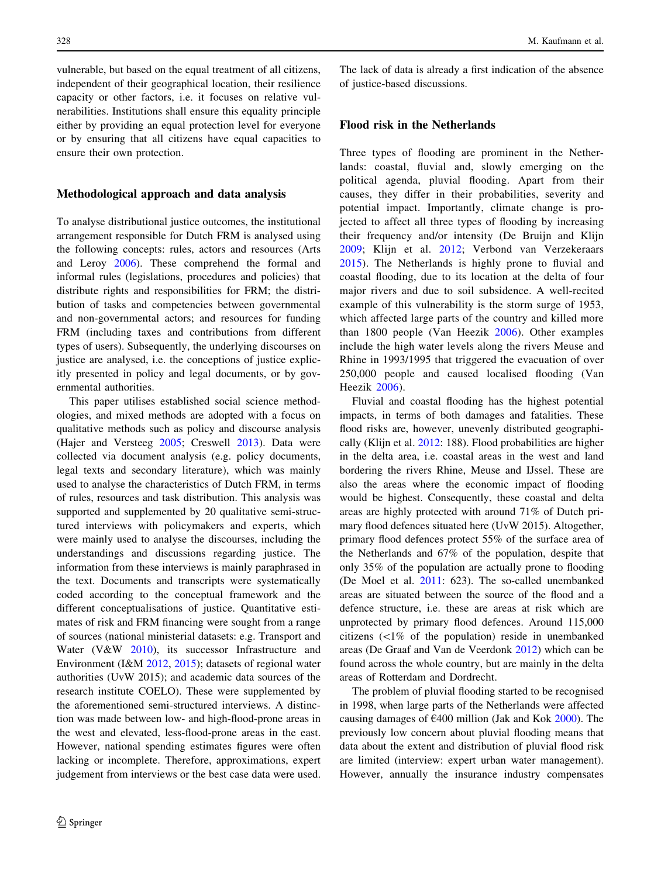vulnerable, but based on the equal treatment of all citizens, independent of their geographical location, their resilience capacity or other factors, i.e. it focuses on relative vulnerabilities. Institutions shall ensure this equality principle either by providing an equal protection level for everyone or by ensuring that all citizens have equal capacities to ensure their own protection.

## Methodological approach and data analysis

To analyse distributional justice outcomes, the institutional arrangement responsible for Dutch FRM is analysed using the following concepts: rules, actors and resources (Arts and Leroy 2006). These comprehend the formal and informal rules (legislations, procedures and policies) that distribute rights and responsibilities for FRM; the distribution of tasks and competencies between governmental and non-governmental actors; and resources for funding FRM (including taxes and contributions from different types of users). Subsequently, the underlying discourses on justice are analysed, i.e. the conceptions of justice explicitly presented in policy and legal documents, or by governmental authorities.

This paper utilises established social science methodologies, and mixed methods are adopted with a focus on qualitative methods such as policy and discourse analysis (Hajer and Versteeg 2005; Creswell 2013). Data were collected via document analysis (e.g. policy documents, legal texts and secondary literature), which was mainly used to analyse the characteristics of Dutch FRM, in terms of rules, resources and task distribution. This analysis was supported and supplemented by 20 qualitative semi-structured interviews with policymakers and experts, which were mainly used to analyse the discourses, including the understandings and discussions regarding justice. The information from these interviews is mainly paraphrased in the text. Documents and transcripts were systematically coded according to the conceptual framework and the different conceptualisations of justice. Quantitative estimates of risk and FRM financing were sought from a range of sources (national ministerial datasets: e.g. Transport and Water (V&W 2010), its successor Infrastructure and Environment (I&M 2012, 2015); datasets of regional water authorities (UvW 2015); and academic data sources of the research institute COELO). These were supplemented by the aforementioned semi-structured interviews. A distinction was made between low- and high-flood-prone areas in the west and elevated, less-flood-prone areas in the east. However, national spending estimates figures were often lacking or incomplete. Therefore, approximations, expert judgement from interviews or the best case data were used. The lack of data is already a first indication of the absence of justice-based discussions.

## Flood risk in the Netherlands

Three types of flooding are prominent in the Netherlands: coastal, fluvial and, slowly emerging on the political agenda, pluvial flooding. Apart from their causes, they differ in their probabilities, severity and potential impact. Importantly, climate change is projected to affect all three types of flooding by increasing their frequency and/or intensity (De Bruijn and Klijn 2009; Klijn et al. 2012; Verbond van Verzekeraars 2015). The Netherlands is highly prone to fluvial and coastal flooding, due to its location at the delta of four major rivers and due to soil subsidence. A well-recited example of this vulnerability is the storm surge of 1953, which affected large parts of the country and killed more than 1800 people (Van Heezik 2006). Other examples include the high water levels along the rivers Meuse and Rhine in 1993/1995 that triggered the evacuation of over 250,000 people and caused localised flooding (Van Heezik 2006).

Fluvial and coastal flooding has the highest potential impacts, in terms of both damages and fatalities. These flood risks are, however, unevenly distributed geographically (Klijn et al. 2012: 188). Flood probabilities are higher in the delta area, i.e. coastal areas in the west and land bordering the rivers Rhine, Meuse and IJssel. These are also the areas where the economic impact of flooding would be highest. Consequently, these coastal and delta areas are highly protected with around 71% of Dutch primary flood defences situated here (UvW 2015). Altogether, primary flood defences protect 55% of the surface area of the Netherlands and 67% of the population, despite that only 35% of the population are actually prone to flooding (De Moel et al. 2011: 623). The so-called unembanked areas are situated between the source of the flood and a defence structure, i.e. these are areas at risk which are unprotected by primary flood defences. Around 115,000 citizens (<1% of the population) reside in unembanked areas (De Graaf and Van de Veerdonk 2012) which can be found across the whole country, but are mainly in the delta areas of Rotterdam and Dordrecht.

The problem of pluvial flooding started to be recognised in 1998, when large parts of the Netherlands were affected causing damages of €400 million (Jak and Kok 2000). The previously low concern about pluvial flooding means that data about the extent and distribution of pluvial flood risk are limited (interview: expert urban water management). However, annually the insurance industry compensates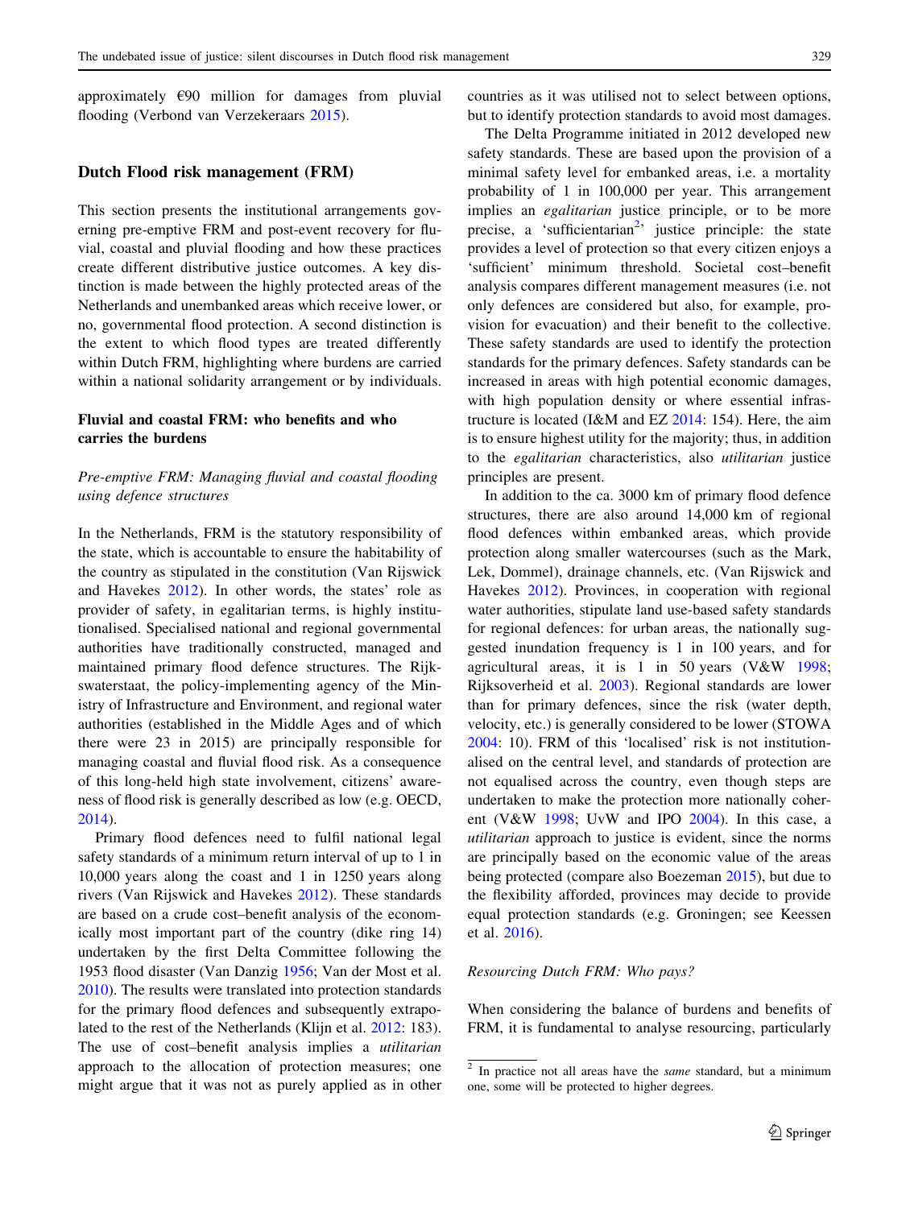approximately €90 million for damages from pluvial flooding (Verbond van Verzekeraars 2015).

## Dutch Flood risk management (FRM)

This section presents the institutional arrangements governing pre-emptive FRM and post-event recovery for fluvial, coastal and pluvial flooding and how these practices create different distributive justice outcomes. A key distinction is made between the highly protected areas of the Netherlands and unembanked areas which receive lower, or no, governmental flood protection. A second distinction is the extent to which flood types are treated differently within Dutch FRM, highlighting where burdens are carried within a national solidarity arrangement or by individuals.

### Fluvial and coastal FRM: who benefits and who carries the burdens

#### *Pre-emptive FRM: Managing fluvial and coastal flooding using defence structures*

In the Netherlands, FRM is the statutory responsibility of the state, which is accountable to ensure the habitability of the country as stipulated in the constitution (Van Rijswick and Havekes 2012). In other words, the states' role as provider of safety, in egalitarian terms, is highly institutionalised. Specialised national and regional governmental authorities have traditionally constructed, managed and maintained primary flood defence structures. The Rijkswaterstaat, the policy-implementing agency of the Ministry of Infrastructure and Environment, and regional water authorities (established in the Middle Ages and of which there were 23 in 2015) are principally responsible for managing coastal and fluvial flood risk. As a consequence of this long-held high state involvement, citizens' awareness of flood risk is generally described as low (e.g. OECD, 2014).

Primary flood defences need to fulfil national legal safety standards of a minimum return interval of up to 1 in 10,000 years along the coast and 1 in 1250 years along rivers (Van Rijswick and Havekes 2012). These standards are based on a crude cost–benefit analysis of the economically most important part of the country (dike ring 14) undertaken by the first Delta Committee following the 1953 flood disaster (Van Danzig 1956; Van der Most et al. 2010). The results were translated into protection standards for the primary flood defences and subsequently extrapolated to the rest of the Netherlands (Klijn et al. 2012: 183). The use of cost–benefit analysis implies a *utilitarian* approach to the allocation of protection measures; one might argue that it was not as purely applied as in other countries as it was utilised not to select between options, but to identify protection standards to avoid most damages.

The Delta Programme initiated in 2012 developed new safety standards. These are based upon the provision of a minimal safety level for embanked areas, i.e. a mortality probability of 1 in 100,000 per year. This arrangement implies an *egalitarian* justice principle, or to be more precise, a 'sufficientarian[2]' justice principle: the state provides a level of protection so that every citizen enjoys a 'sufficient' minimum threshold. Societal cost–benefit analysis compares different management measures (i.e. not only defences are considered but also, for example, provision for evacuation) and their benefit to the collective. These safety standards are used to identify the protection standards for the primary defences. Safety standards can be increased in areas with high potential economic damages, with high population density or where essential infrastructure is located (I&M and EZ 2014: 154). Here, the aim is to ensure highest utility for the majority; thus, in addition to the *egalitarian* characteristics, also *utilitarian* justice principles are present.

In addition to the ca. 3000 km of primary flood defence structures, there are also around 14,000 km of regional flood defences within embanked areas, which provide protection along smaller watercourses (such as the Mark, Lek, Dommel), drainage channels, etc. (Van Rijswick and Havekes 2012). Provinces, in cooperation with regional water authorities, stipulate land use-based safety standards for regional defences: for urban areas, the nationally suggested inundation frequency is 1 in 100 years, and for agricultural areas, it is 1 in 50 years (V&W 1998; Rijksoverheid et al. 2003). Regional standards are lower than for primary defences, since the risk (water depth, velocity, etc.) is generally considered to be lower (STOWA 2004: 10). FRM of this 'localised' risk is not institutionalised on the central level, and standards of protection are not equalised across the country, even though steps are undertaken to make the protection more nationally coherent (V&W 1998; UvW and IPO 2004). In this case, a *utilitarian* approach to justice is evident, since the norms are principally based on the economic value of the areas being protected (compare also Boezeman 2015), but due to the flexibility afforded, provinces may decide to provide equal protection standards (e.g. Groningen; see Keessen et al. 2016).

#### *Resourcing Dutch FRM: Who pays?*

When considering the balance of burdens and benefits of FRM, it is fundamental to analyse resourcing, particularly

[2] In practice not all areas have the *same* standard, but a minimum one, some will be protected to higher degrees.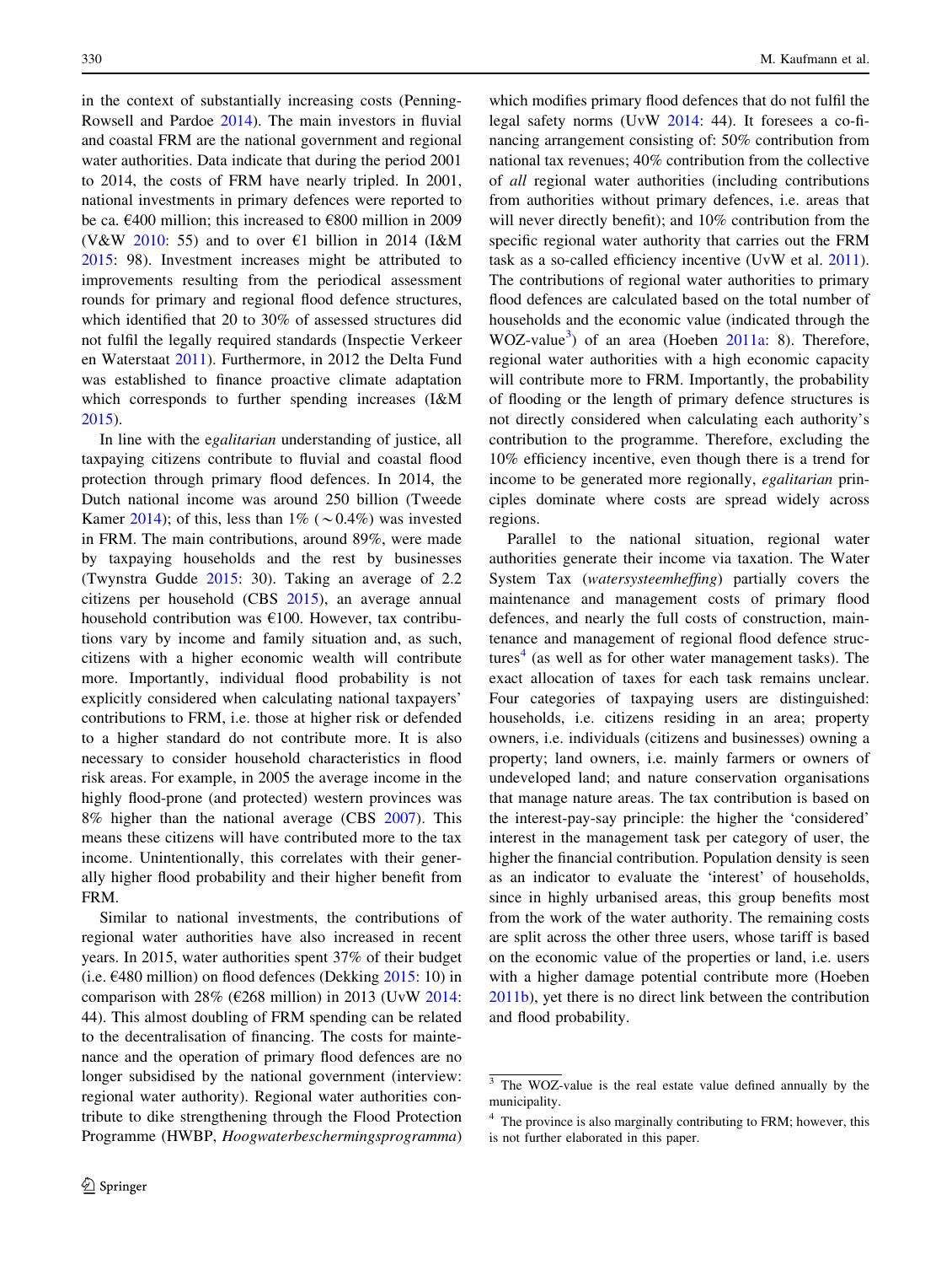in the context of substantially increasing costs (Penning-Rowsell and Pardoe 2014). The main investors in fluvial and coastal FRM are the national government and regional water authorities. Data indicate that during the period 2001 to 2014, the costs of FRM have nearly tripled. In 2001, national investments in primary defences were reported to be ca. €400 million; this increased to €800 million in 2009 (V&W 2010: 55) and to over €1 billion in 2014 (I&M 2015: 98). Investment increases might be attributed to improvements resulting from the periodical assessment rounds for primary and regional flood defence structures, which identified that 20 to 30% of assessed structures did not fulfil the legally required standards (Inspectie Verkeer en Waterstaat 2011). Furthermore, in 2012 the Delta Fund was established to finance proactive climate adaptation which corresponds to further spending increases (I&M 2015).

In line with the *egalitarian* understanding of justice, all taxpaying citizens contribute to fluvial and coastal flood protection through primary flood defences. In 2014, the Dutch national income was around 250 billion (Tweede Kamer 2014); of this, less than 1% (~0.4%) was invested in FRM. The main contributions, around 89%, were made by taxpaying households and the rest by businesses (Twynstra Gudde 2015: 30). Taking an average of 2.2 citizens per household (CBS 2015), an average annual household contribution was €100. However, tax contributions vary by income and family situation and, as such, citizens with a higher economic wealth will contribute more. Importantly, individual flood probability is not explicitly considered when calculating national taxpayers' contributions to FRM, i.e. those at higher risk or defended to a higher standard do not contribute more. It is also necessary to consider household characteristics in flood risk areas. For example, in 2005 the average income in the highly flood-prone (and protected) western provinces was 8% higher than the national average (CBS 2007). This means these citizens will have contributed more to the tax income. Unintentionally, this correlates with their generally higher flood probability and their higher benefit from FRM.

Similar to national investments, the contributions of regional water authorities have also increased in recent years. In 2015, water authorities spent 37% of their budget (i.e. €480 million) on flood defences (Dekking 2015: 10) in comparison with 28% (€268 million) in 2013 (UvW 2014: 44). This almost doubling of FRM spending can be related to the decentralisation of financing. The costs for maintenance and the operation of primary flood defences are no longer subsidised by the national government (interview: regional water authority). Regional water authorities contribute to dike strengthening through the Flood Protection Programme (HWBP, *Hoogwaterbeschermingsprogramma*) which modifies primary flood defences that do not fulfil the legal safety norms (UvW 2014: 44). It foresees a co-financing arrangement consisting of: 50% contribution from national tax revenues; 40% contribution from the collective of *all* regional water authorities (including contributions from authorities without primary defences, i.e. areas that will never directly benefit); and 10% contribution from the specific regional water authority that carries out the FRM task as a so-called efficiency incentive (UvW et al. 2011). The contributions of regional water authorities to primary flood defences are calculated based on the total number of households and the economic value (indicated through the WOZ-value[3]) of an area (Hoeben 2011a: 8). Therefore, regional water authorities with a high economic capacity will contribute more to FRM. Importantly, the probability of flooding or the length of primary defence structures is not directly considered when calculating each authority's contribution to the programme. Therefore, excluding the 10% efficiency incentive, even though there is a trend for income to be generated more regionally, *egalitarian* principles dominate where costs are spread widely across regions.

Parallel to the national situation, regional water authorities generate their income via taxation. The Water System Tax (*watersysteemheffing*) partially covers the maintenance and management costs of primary flood defences, and nearly the full costs of construction, maintenance and management of regional flood defence structures[4] (as well as for other water management tasks). The exact allocation of taxes for each task remains unclear. Four categories of taxpaying users are distinguished: households, i.e. citizens residing in an area; property owners, i.e. individuals (citizens and businesses) owning a property; land owners, i.e. mainly farmers or owners of undeveloped land; and nature conservation organisations that manage nature areas. The tax contribution is based on the interest-pay-say principle: the higher the 'considered' interest in the management task per category of user, the higher the financial contribution. Population density is seen as an indicator to evaluate the 'interest' of households, since in highly urbanised areas, this group benefits most from the work of the water authority. The remaining costs are split across the other three users, whose tariff is based on the economic value of the properties or land, i.e. users with a higher damage potential contribute more (Hoeben 2011b), yet there is no direct link between the contribution and flood probability.

---

[3] The WOZ-value is the real estate value defined annually by the municipality.

[4] The province is also marginally contributing to FRM; however, this is not further elaborated in this paper.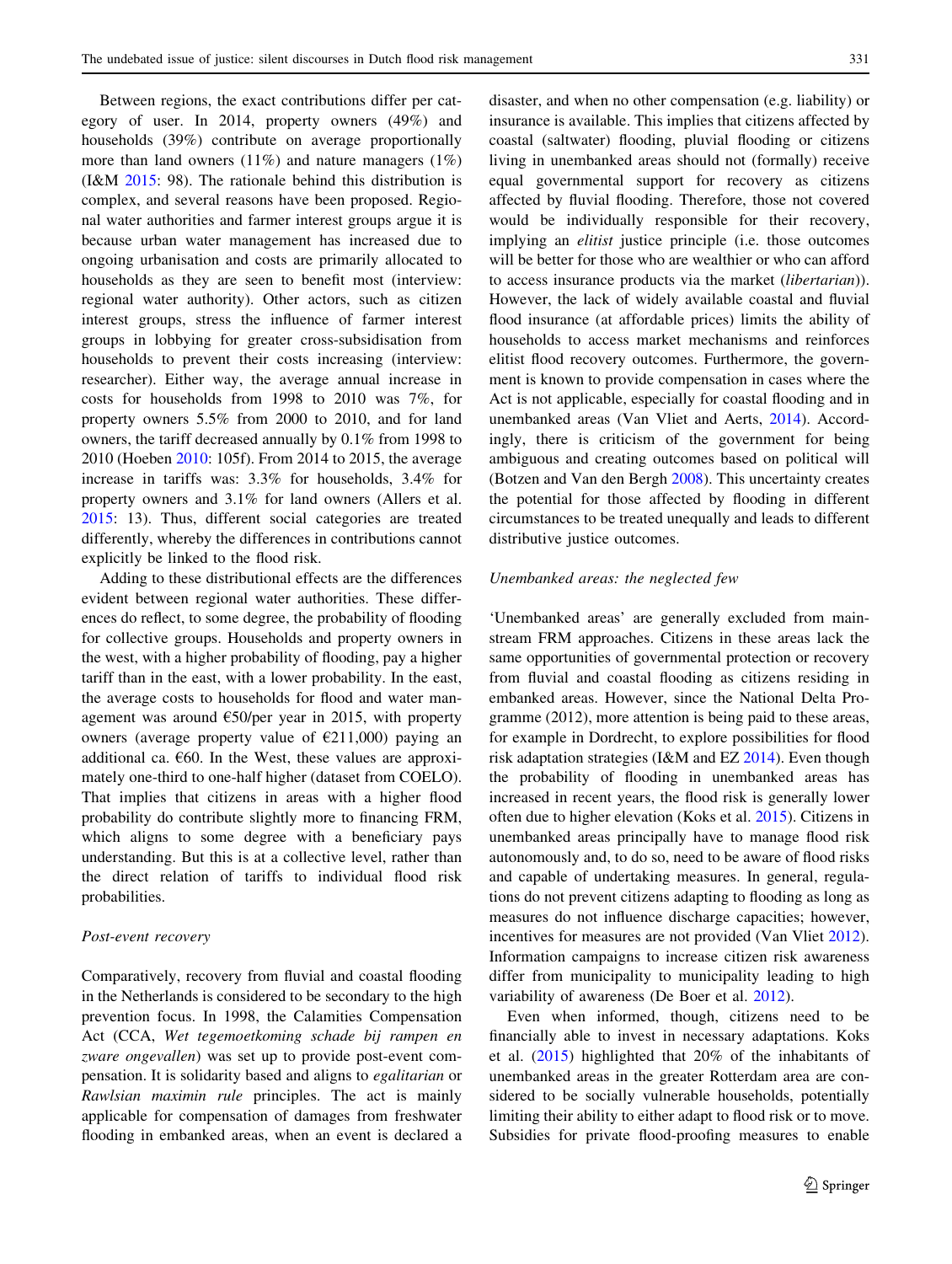Between regions, the exact contributions differ per category of user. In 2014, property owners (49%) and households (39%) contribute on average proportionally more than land owners (11%) and nature managers (1%) (I&M 2015: 98). The rationale behind this distribution is complex, and several reasons have been proposed. Regional water authorities and farmer interest groups argue it is because urban water management has increased due to ongoing urbanisation and costs are primarily allocated to households as they are seen to benefit most (interview: regional water authority). Other actors, such as citizen interest groups, stress the influence of farmer interest groups in lobbying for greater cross-subsidisation from households to prevent their costs increasing (interview: researcher). Either way, the average annual increase in costs for households from 1998 to 2010 was 7%, for property owners 5.5% from 2000 to 2010, and for land owners, the tariff decreased annually by 0.1% from 1998 to 2010 (Hoeben 2010: 105f). From 2014 to 2015, the average increase in tariffs was: 3.3% for households, 3.4% for property owners and 3.1% for land owners (Allers et al. 2015: 13). Thus, different social categories are treated differently, whereby the differences in contributions cannot explicitly be linked to the flood risk.

Adding to these distributional effects are the differences evident between regional water authorities. These differences do reflect, to some degree, the probability of flooding for collective groups. Households and property owners in the west, with a higher probability of flooding, pay a higher tariff than in the east, with a lower probability. In the east, the average costs to households for flood and water management was around €50/per year in 2015, with property owners (average property value of €211,000) paying an additional ca. €60. In the West, these values are approximately one-third to one-half higher (dataset from COELO). That implies that citizens in areas with a higher flood probability do contribute slightly more to financing FRM, which aligns to some degree with a beneficiary pays understanding. But this is at a collective level, rather than the direct relation of tariffs to individual flood risk probabilities.

*Post-event recovery*

Comparatively, recovery from fluvial and coastal flooding in the Netherlands is considered to be secondary to the high prevention focus. In 1998, the Calamities Compensation Act (CCA, *Wet tegemoetkoming schade bij rampen en zware ongevallen*) was set up to provide post-event compensation. It is solidarity based and aligns to *egalitarian* or *Rawlsian maximin rule* principles. The act is mainly applicable for compensation of damages from freshwater flooding in embanked areas, when an event is declared a disaster, and when no other compensation (e.g. liability) or insurance is available. This implies that citizens affected by coastal (saltwater) flooding, pluvial flooding or citizens living in unembanked areas should not (formally) receive equal governmental support for recovery as citizens affected by fluvial flooding. Therefore, those not covered would be individually responsible for their recovery, implying an *elitist* justice principle (i.e. those outcomes will be better for those who are wealthier or who can afford to access insurance products via the market (*libertarian*)). However, the lack of widely available coastal and fluvial flood insurance (at affordable prices) limits the ability of households to access market mechanisms and reinforces elitist flood recovery outcomes. Furthermore, the government is known to provide compensation in cases where the Act is not applicable, especially for coastal flooding and in unembanked areas (Van Vliet and Aerts, 2014). Accordingly, there is criticism of the government for being ambiguous and creating outcomes based on political will (Botzen and Van den Bergh 2008). This uncertainty creates the potential for those affected by flooding in different circumstances to be treated unequally and leads to different distributive justice outcomes.

*Unembanked areas: the neglected few*

'Unembanked areas' are generally excluded from mainstream FRM approaches. Citizens in these areas lack the same opportunities of governmental protection or recovery from fluvial and coastal flooding as citizens residing in embanked areas. However, since the National Delta Programme (2012), more attention is being paid to these areas, for example in Dordrecht, to explore possibilities for flood risk adaptation strategies (I&M and EZ 2014). Even though the probability of flooding in unembanked areas has increased in recent years, the flood risk is generally lower often due to higher elevation (Koks et al. 2015). Citizens in unembanked areas principally have to manage flood risk autonomously and, to do so, need to be aware of flood risks and capable of undertaking measures. In general, regulations do not prevent citizens adapting to flooding as long as measures do not influence discharge capacities; however, incentives for measures are not provided (Van Vliet 2012). Information campaigns to increase citizen risk awareness differ from municipality to municipality leading to high variability of awareness (De Boer et al. 2012).

Even when informed, though, citizens need to be financially able to invest in necessary adaptations. Koks et al. (2015) highlighted that 20% of the inhabitants of unembanked areas in the greater Rotterdam area are considered to be socially vulnerable households, potentially limiting their ability to either adapt to flood risk or to move. Subsidies for private flood-proofing measures to enable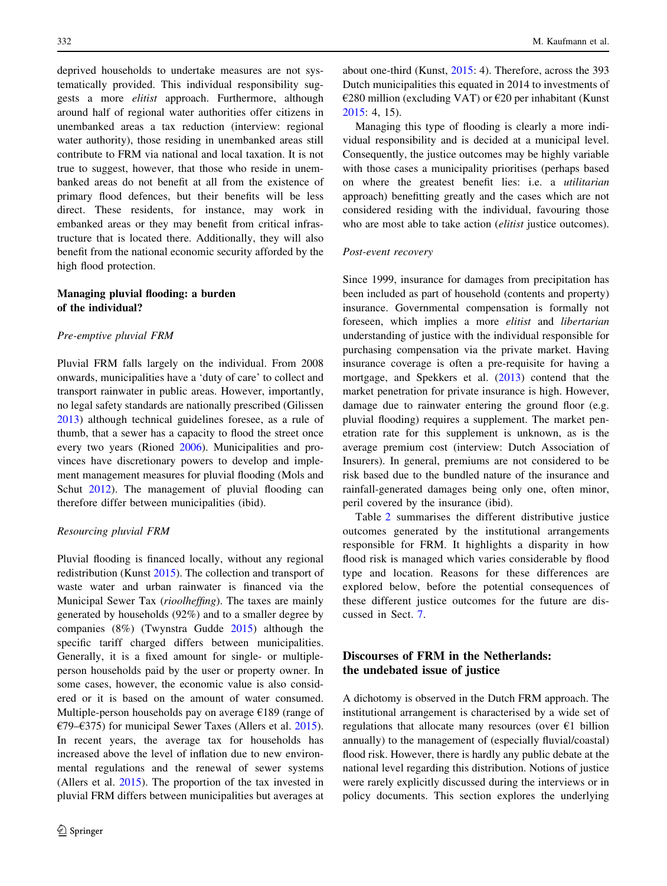deprived households to undertake measures are not systematically provided. This individual responsibility suggests a more *elitist* approach. Furthermore, although around half of regional water authorities offer citizens in unembanked areas a tax reduction (interview: regional water authority), those residing in unembanked areas still contribute to FRM via national and local taxation. It is not true to suggest, however, that those who reside in unembanked areas do not benefit at all from the existence of primary flood defences, but their benefits will be less direct. These residents, for instance, may work in embanked areas or they may benefit from critical infrastructure that is located there. Additionally, they will also benefit from the national economic security afforded by the high flood protection.

## Managing pluvial flooding: a burden of the individual?

### *Pre-emptive pluvial FRM*

Pluvial FRM falls largely on the individual. From 2008 onwards, municipalities have a 'duty of care' to collect and transport rainwater in public areas. However, importantly, no legal safety standards are nationally prescribed (Gilissen 2013) although technical guidelines foresee, as a rule of thumb, that a sewer has a capacity to flood the street once every two years (Rioned 2006). Municipalities and provinces have discretionary powers to develop and implement management measures for pluvial flooding (Mols and Schut 2012). The management of pluvial flooding can therefore differ between municipalities (ibid).

### *Resourcing pluvial FRM*

Pluvial flooding is financed locally, without any regional redistribution (Kunst 2015). The collection and transport of waste water and urban rainwater is financed via the Municipal Sewer Tax (*rioolheffing*). The taxes are mainly generated by households (92%) and to a smaller degree by companies (8%) (Twynstra Gudde 2015) although the specific tariff charged differs between municipalities. Generally, it is a fixed amount for single- or multiple-person households paid by the user or property owner. In some cases, however, the economic value is also considered or it is based on the amount of water consumed. Multiple-person households pay on average €189 (range of €79–€375) for municipal Sewer Taxes (Allers et al. 2015). In recent years, the average tax for households has increased above the level of inflation due to new environmental regulations and the renewal of sewer systems (Allers et al. 2015). The proportion of the tax invested in pluvial FRM differs between municipalities but averages at about one-third (Kunst, 2015: 4). Therefore, across the 393 Dutch municipalities this equated in 2014 to investments of €280 million (excluding VAT) or €20 per inhabitant (Kunst 2015: 4, 15).

Managing this type of flooding is clearly a more individual responsibility and is decided at a municipal level. Consequently, the justice outcomes may be highly variable with those cases a municipality prioritises (perhaps based on where the greatest benefit lies: i.e. a *utilitarian* approach) benefitting greatly and the cases which are not considered residing with the individual, favouring those who are most able to take action (*elitist* justice outcomes).

### *Post-event recovery*

Since 1999, insurance for damages from precipitation has been included as part of household (contents and property) insurance. Governmental compensation is formally not foreseen, which implies a more *elitist* and *libertarian* understanding of justice with the individual responsible for purchasing compensation via the private market. Having insurance coverage is often a pre-requisite for having a mortgage, and Spekkers et al. (2013) contend that the market penetration for private insurance is high. However, damage due to rainwater entering the ground floor (e.g. pluvial flooding) requires a supplement. The market penetration rate for this supplement is unknown, as is the average premium cost (interview: Dutch Association of Insurers). In general, premiums are not considered to be risk based due to the bundled nature of the insurance and rainfall-generated damages being only one, often minor, peril covered by the insurance (ibid).

Table 2 summarises the different distributive justice outcomes generated by the institutional arrangements responsible for FRM. It highlights a disparity in how flood risk is managed which varies considerable by flood type and location. Reasons for these differences are explored below, before the potential consequences of these different justice outcomes for the future are discussed in Sect. 7.

## Discourses of FRM in the Netherlands: the undebated issue of justice

A dichotomy is observed in the Dutch FRM approach. The institutional arrangement is characterised by a wide set of regulations that allocate many resources (over €1 billion annually) to the management of (especially fluvial/coastal) flood risk. However, there is hardly any public debate at the national level regarding this distribution. Notions of justice were rarely explicitly discussed during the interviews or in policy documents. This section explores the underlying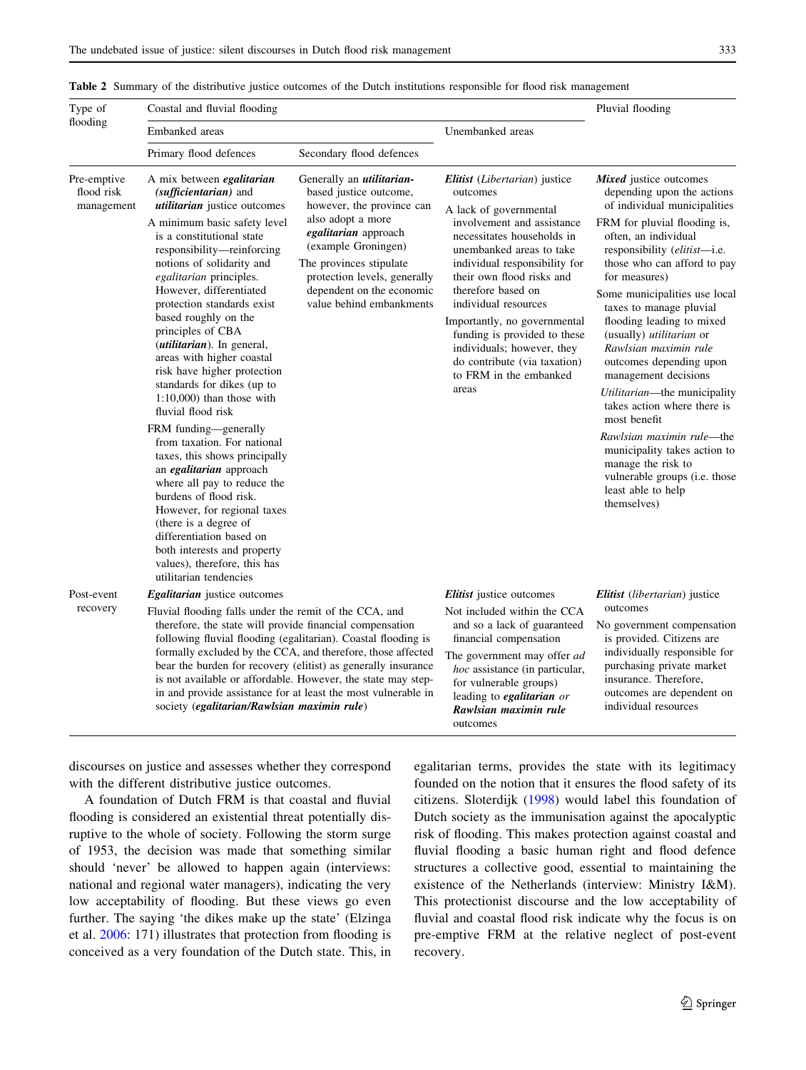**Table 2** Summary of the distributive justice outcomes of the Dutch institutions responsible for flood risk management

| Type of flooding | Coastal and fluvial flooding | | | Pluvial flooding |
|---|---|---|---|---|
| | Embanked areas | | Unembanked areas | |
| | Primary flood defences | Secondary flood defences | | |
| Pre-emptive flood risk management | A mix between ***egalitarian (sufficientarian)*** and ***utilitarian*** justice outcomes<br>A minimum basic safety level is a constitutional state responsibility—reinforcing notions of solidarity and *egalitarian* principles. However, differentiated protection standards exist based roughly on the principles of CBA (***utilitarian***). In general, areas with higher coastal risk have higher protection standards for dikes (up to 1:10,000) than those with fluvial flood risk<br>FRM funding—generally from taxation. For national taxes, this shows principally an ***egalitarian*** approach where all pay to reduce the burdens of flood risk. However, for regional taxes (there is a degree of differentiation based on both interests and property values), therefore, this has utilitarian tendencies | Generally an ***utilitarian***-based justice outcome, however, the province can also adopt a more ***egalitarian*** approach (example Groningen)<br>The provinces stipulate protection levels, generally dependent on the economic value behind embankments | ***Elitist*** (*Libertarian*) justice outcomes<br>A lack of governmental involvement and assistance necessitates households in unembanked areas to take individual responsibility for their own flood risks and therefore based on individual resources<br>Importantly, no governmental funding is provided to these individuals; however, they do contribute (via taxation) to FRM in the embanked areas | ***Mixed*** justice outcomes depending upon the actions of individual municipalities<br>FRM for pluvial flooding is, often, an individual responsibility (*elitist*—i.e. those who can afford to pay for measures)<br>Some municipalities use local taxes to manage pluvial flooding leading to mixed (usually) *utilitarian* or *Rawlsian maximin rule* outcomes depending upon management decisions<br>*Utilitarian*—the municipality takes action where there is most benefit<br>*Rawlsian maximin rule*—the municipality takes action to manage the risk to vulnerable groups (i.e. those least able to help themselves) |
| Post-event recovery | ***Egalitarian*** justice outcomes<br>Fluvial flooding falls under the remit of the CCA, and therefore, the state will provide financial compensation following fluvial flooding (egalitarian). Coastal flooding is formally excluded by the CCA, and therefore, those affected bear the burden for recovery (elitist) as generally insurance is not available or affordable. However, the state may step-in and provide assistance for at least the most vulnerable in society (***egalitarian/Rawlsian maximin rule***) | | ***Elitist*** justice outcomes<br>Not included within the CCA and so a lack of guaranteed financial compensation<br>The government may offer *ad hoc* assistance (in particular, for vulnerable groups) leading to ***egalitarian*** *or* ***Rawlsian maximin rule*** outcomes | ***Elitist*** (*libertarian*) justice outcomes<br>No government compensation is provided. Citizens are individually responsible for purchasing private market insurance. Therefore, outcomes are dependent on individual resources |

discourses on justice and assesses whether they correspond with the different distributive justice outcomes.

A foundation of Dutch FRM is that coastal and fluvial flooding is considered an existential threat potentially disruptive to the whole of society. Following the storm surge of 1953, the decision was made that something similar should 'never' be allowed to happen again (interviews: national and regional water managers), indicating the very low acceptability of flooding. But these views go even further. The saying 'the dikes make up the state' (Elzinga et al. 2006: 171) illustrates that protection from flooding is conceived as a very foundation of the Dutch state. This, in egalitarian terms, provides the state with its legitimacy founded on the notion that it ensures the flood safety of its citizens. Sloterdijk (1998) would label this foundation of Dutch society as the immunisation against the apocalyptic risk of flooding. This makes protection against coastal and fluvial flooding a basic human right and flood defence structures a collective good, essential to maintaining the existence of the Netherlands (interview: Ministry I&M). This protectionist discourse and the low acceptability of fluvial and coastal flood risk indicate why the focus is on pre-emptive FRM at the relative neglect of post-event recovery.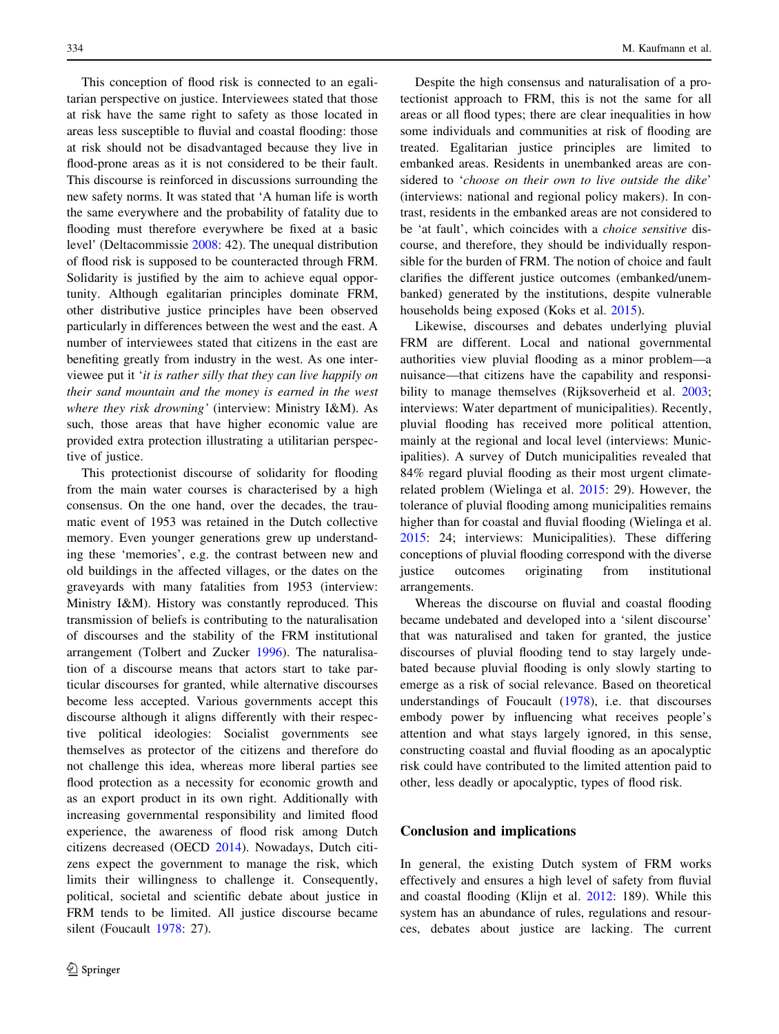This conception of flood risk is connected to an egalitarian perspective on justice. Interviewees stated that those at risk have the same right to safety as those located in areas less susceptible to fluvial and coastal flooding: those at risk should not be disadvantaged because they live in flood-prone areas as it is not considered to be their fault. This discourse is reinforced in discussions surrounding the new safety norms. It was stated that 'A human life is worth the same everywhere and the probability of fatality due to flooding must therefore everywhere be fixed at a basic level' (Deltacommissie 2008: 42). The unequal distribution of flood risk is supposed to be counteracted through FRM. Solidarity is justified by the aim to achieve equal opportunity. Although egalitarian principles dominate FRM, other distributive justice principles have been observed particularly in differences between the west and the east. A number of interviewees stated that citizens in the east are benefiting greatly from industry in the west. As one interviewee put it '*it is rather silly that they can live happily on their sand mountain and the money is earned in the west where they risk drowning'* (interview: Ministry I&M). As such, those areas that have higher economic value are provided extra protection illustrating a utilitarian perspective of justice.

This protectionist discourse of solidarity for flooding from the main water courses is characterised by a high consensus. On the one hand, over the decades, the traumatic event of 1953 was retained in the Dutch collective memory. Even younger generations grew up understanding these 'memories', e.g. the contrast between new and old buildings in the affected villages, or the dates on the graveyards with many fatalities from 1953 (interview: Ministry I&M). History was constantly reproduced. This transmission of beliefs is contributing to the naturalisation of discourses and the stability of the FRM institutional arrangement (Tolbert and Zucker 1996). The naturalisation of a discourse means that actors start to take particular discourses for granted, while alternative discourses become less accepted. Various governments accept this discourse although it aligns differently with their respective political ideologies: Socialist governments see themselves as protector of the citizens and therefore do not challenge this idea, whereas more liberal parties see flood protection as a necessity for economic growth and as an export product in its own right. Additionally with increasing governmental responsibility and limited flood experience, the awareness of flood risk among Dutch citizens decreased (OECD 2014). Nowadays, Dutch citizens expect the government to manage the risk, which limits their willingness to challenge it. Consequently, political, societal and scientific debate about justice in FRM tends to be limited. All justice discourse became silent (Foucault 1978: 27).

Despite the high consensus and naturalisation of a protectionist approach to FRM, this is not the same for all areas or all flood types; there are clear inequalities in how some individuals and communities at risk of flooding are treated. Egalitarian justice principles are limited to embanked areas. Residents in unembanked areas are considered to '*choose on their own to live outside the dike*' (interviews: national and regional policy makers). In contrast, residents in the embanked areas are not considered to be 'at fault', which coincides with a *choice sensitive* discourse, and therefore, they should be individually responsible for the burden of FRM. The notion of choice and fault clarifies the different justice outcomes (embanked/unembanked) generated by the institutions, despite vulnerable households being exposed (Koks et al. 2015).

Likewise, discourses and debates underlying pluvial FRM are different. Local and national governmental authorities view pluvial flooding as a minor problem—a nuisance—that citizens have the capability and responsibility to manage themselves (Rijksoverheid et al. 2003; interviews: Water department of municipalities). Recently, pluvial flooding has received more political attention, mainly at the regional and local level (interviews: Municipalities). A survey of Dutch municipalities revealed that 84% regard pluvial flooding as their most urgent climate-related problem (Wielinga et al. 2015: 29). However, the tolerance of pluvial flooding among municipalities remains higher than for coastal and fluvial flooding (Wielinga et al. 2015: 24; interviews: Municipalities). These differing conceptions of pluvial flooding correspond with the diverse justice outcomes originating from institutional arrangements.

Whereas the discourse on fluvial and coastal flooding became undebated and developed into a 'silent discourse' that was naturalised and taken for granted, the justice discourses of pluvial flooding tend to stay largely undebated because pluvial flooding is only slowly starting to emerge as a risk of social relevance. Based on theoretical understandings of Foucault (1978), i.e. that discourses embody power by influencing what receives people's attention and what stays largely ignored, in this sense, constructing coastal and fluvial flooding as an apocalyptic risk could have contributed to the limited attention paid to other, less deadly or apocalyptic, types of flood risk.

## Conclusion and implications

In general, the existing Dutch system of FRM works effectively and ensures a high level of safety from fluvial and coastal flooding (Klijn et al. 2012: 189). While this system has an abundance of rules, regulations and resources, debates about justice are lacking. The current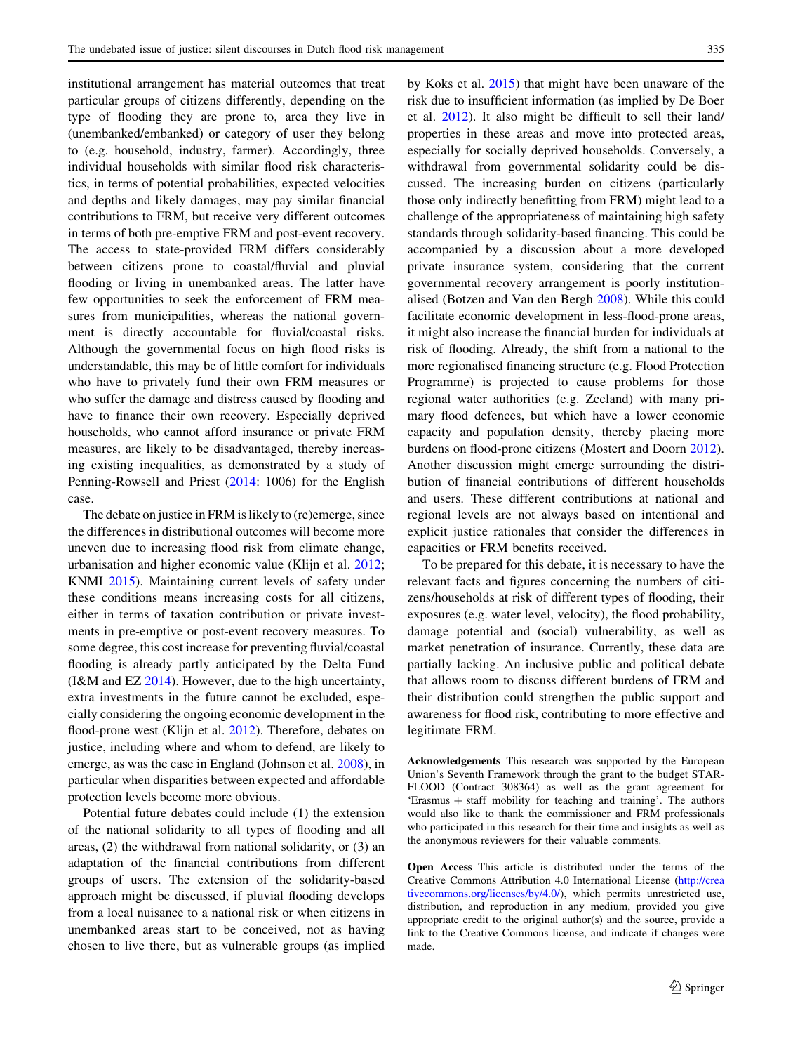institutional arrangement has material outcomes that treat particular groups of citizens differently, depending on the type of flooding they are prone to, area they live in (unembanked/embanked) or category of user they belong to (e.g. household, industry, farmer). Accordingly, three individual households with similar flood risk characteristics, in terms of potential probabilities, expected velocities and depths and likely damages, may pay similar financial contributions to FRM, but receive very different outcomes in terms of both pre-emptive FRM and post-event recovery. The access to state-provided FRM differs considerably between citizens prone to coastal/fluvial and pluvial flooding or living in unembanked areas. The latter have few opportunities to seek the enforcement of FRM measures from municipalities, whereas the national government is directly accountable for fluvial/coastal risks. Although the governmental focus on high flood risks is understandable, this may be of little comfort for individuals who have to privately fund their own FRM measures or who suffer the damage and distress caused by flooding and have to finance their own recovery. Especially deprived households, who cannot afford insurance or private FRM measures, are likely to be disadvantaged, thereby increasing existing inequalities, as demonstrated by a study of Penning-Rowsell and Priest (2014: 1006) for the English case.

The debate on justice in FRM is likely to (re)emerge, since the differences in distributional outcomes will become more uneven due to increasing flood risk from climate change, urbanisation and higher economic value (Klijn et al. 2012; KNMI 2015). Maintaining current levels of safety under these conditions means increasing costs for all citizens, either in terms of taxation contribution or private investments in pre-emptive or post-event recovery measures. To some degree, this cost increase for preventing fluvial/coastal flooding is already partly anticipated by the Delta Fund (I&M and EZ 2014). However, due to the high uncertainty, extra investments in the future cannot be excluded, especially considering the ongoing economic development in the flood-prone west (Klijn et al. 2012). Therefore, debates on justice, including where and whom to defend, are likely to emerge, as was the case in England (Johnson et al. 2008), in particular when disparities between expected and affordable protection levels become more obvious.

Potential future debates could include (1) the extension of the national solidarity to all types of flooding and all areas, (2) the withdrawal from national solidarity, or (3) an adaptation of the financial contributions from different groups of users. The extension of the solidarity-based approach might be discussed, if pluvial flooding develops from a local nuisance to a national risk or when citizens in unembanked areas start to be conceived, not as having chosen to live there, but as vulnerable groups (as implied by Koks et al. 2015) that might have been unaware of the risk due to insufficient information (as implied by De Boer et al. 2012). It also might be difficult to sell their land/properties in these areas and move into protected areas, especially for socially deprived households. Conversely, a withdrawal from governmental solidarity could be discussed. The increasing burden on citizens (particularly those only indirectly benefitting from FRM) might lead to a challenge of the appropriateness of maintaining high safety standards through solidarity-based financing. This could be accompanied by a discussion about a more developed private insurance system, considering that the current governmental recovery arrangement is poorly institutionalised (Botzen and Van den Bergh 2008). While this could facilitate economic development in less-flood-prone areas, it might also increase the financial burden for individuals at risk of flooding. Already, the shift from a national to the more regionalised financing structure (e.g. Flood Protection Programme) is projected to cause problems for those regional water authorities (e.g. Zeeland) with many primary flood defences, but which have a lower economic capacity and population density, thereby placing more burdens on flood-prone citizens (Mostert and Doorn 2012). Another discussion might emerge surrounding the distribution of financial contributions of different households and users. These different contributions at national and regional levels are not always based on intentional and explicit justice rationales that consider the differences in capacities or FRM benefits received.

To be prepared for this debate, it is necessary to have the relevant facts and figures concerning the numbers of citizens/households at risk of different types of flooding, their exposures (e.g. water level, velocity), the flood probability, damage potential and (social) vulnerability, as well as market penetration of insurance. Currently, these data are partially lacking. An inclusive public and political debate that allows room to discuss different burdens of FRM and their distribution could strengthen the public support and awareness for flood risk, contributing to more effective and legitimate FRM.

**Acknowledgements** This research was supported by the European Union's Seventh Framework through the grant to the budget STAR-FLOOD (Contract 308364) as well as the grant agreement for 'Erasmus + staff mobility for teaching and training'. The authors would also like to thank the commissioner and FRM professionals who participated in this research for their time and insights as well as the anonymous reviewers for their valuable comments.

**Open Access** This article is distributed under the terms of the Creative Commons Attribution 4.0 International License (http://creativecommons.org/licenses/by/4.0/), which permits unrestricted use, distribution, and reproduction in any medium, provided you give appropriate credit to the original author(s) and the source, provide a link to the Creative Commons license, and indicate if changes were made.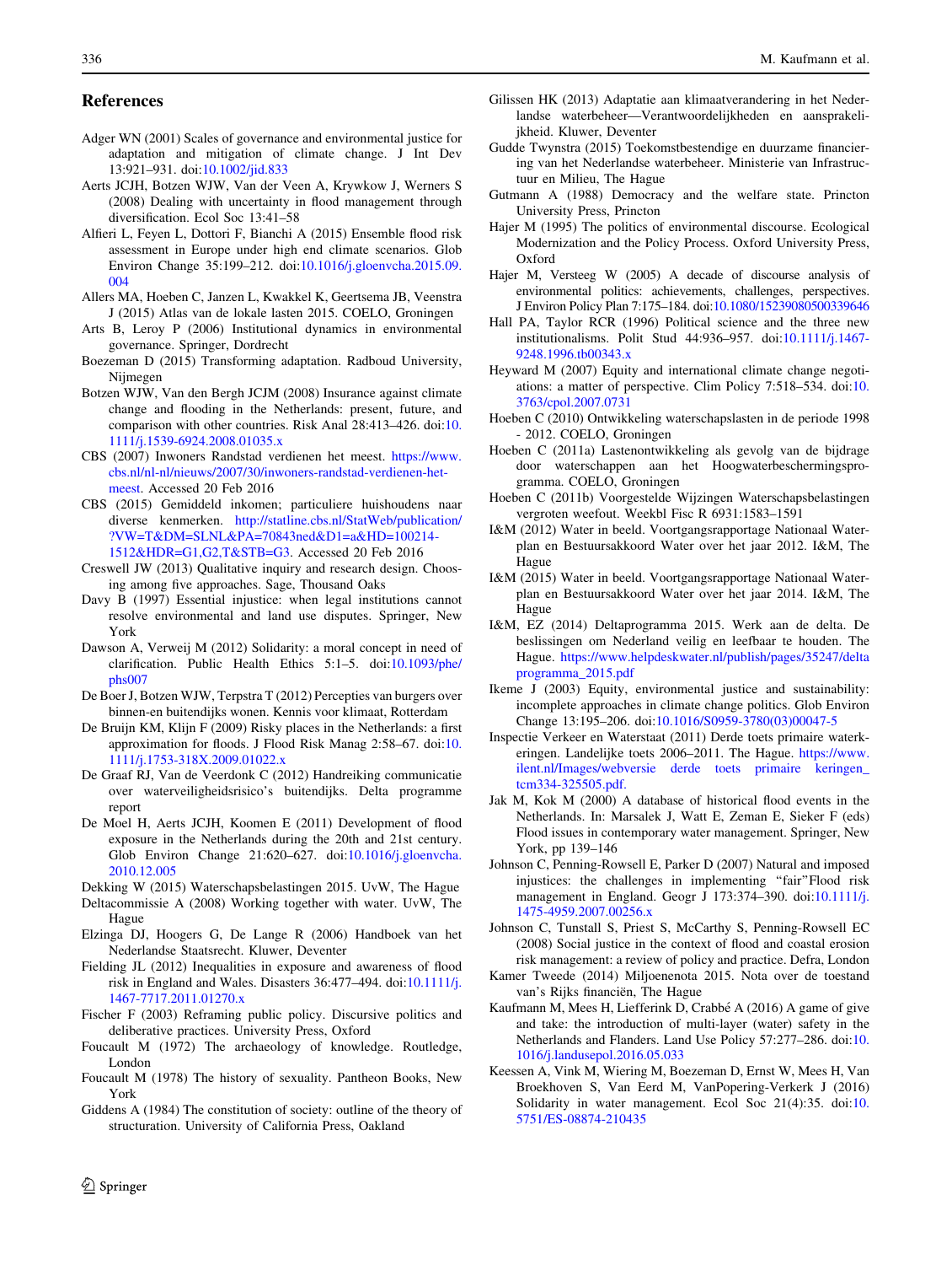## References

Adger WN (2001) Scales of governance and environmental justice for adaptation and mitigation of climate change. J Int Dev 13:921–931. doi:10.1002/jid.833

Aerts JCJH, Botzen WJW, Van der Veen A, Krywkow J, Werners S (2008) Dealing with uncertainty in flood management through diversification. Ecol Soc 13:41–58

Alfieri L, Feyen L, Dottori F, Bianchi A (2015) Ensemble flood risk assessment in Europe under high end climate scenarios. Glob Environ Change 35:199–212. doi:10.1016/j.gloenvcha.2015.09.004

Allers MA, Hoeben C, Janzen L, Kwakkel K, Geertsema JB, Veenstra J (2015) Atlas van de lokale lasten 2015. COELO, Groningen

Arts B, Leroy P (2006) Institutional dynamics in environmental governance. Springer, Dordrecht

Boezeman D (2015) Transforming adaptation. Radboud University, Nijmegen

Botzen WJW, Van den Bergh JCJM (2008) Insurance against climate change and flooding in the Netherlands: present, future, and comparison with other countries. Risk Anal 28:413–426. doi:10.1111/j.1539-6924.2008.01035.x

CBS (2007) Inwoners Randstad verdienen het meest. https://www.cbs.nl/nl-nl/nieuws/2007/30/inwoners-randstad-verdienen-het-meest. Accessed 20 Feb 2016

CBS (2015) Gemiddeld inkomen; particuliere huishoudens naar diverse kenmerken. http://statline.cbs.nl/StatWeb/publication/?VW=T&DM=SLNL&PA=70843ned&D1=a&HD=100214-1512&HDR=G1,G2,T&STB=G3. Accessed 20 Feb 2016

Creswell JW (2013) Qualitative inquiry and research design. Choosing among five approaches. Sage, Thousand Oaks

Davy B (1997) Essential injustice: when legal institutions cannot resolve environmental and land use disputes. Springer, New York

Dawson A, Verweij M (2012) Solidarity: a moral concept in need of clarification. Public Health Ethics 5:1–5. doi:10.1093/phe/phs007

De Boer J, Botzen WJW, Terpstra T (2012) Percepties van burgers over binnen-en buitendijks wonen. Kennis voor klimaat, Rotterdam

De Bruijn KM, Klijn F (2009) Risky places in the Netherlands: a first approximation for floods. J Flood Risk Manag 2:58–67. doi:10.1111/j.1753-318X.2009.01022.x

De Graaf RJ, Van de Veerdonk C (2012) Handreiking communicatie over waterveiligheidsrisico's buitendijks. Delta programme report

De Moel H, Aerts JCJH, Koomen E (2011) Development of flood exposure in the Netherlands during the 20th and 21st century. Glob Environ Change 21:620–627. doi:10.1016/j.gloenvcha.2010.12.005

Dekking W (2015) Waterschapsbelastingen 2015. UvW, The Hague

Deltacommissie A (2008) Working together with water. UvW, The Hague

Elzinga DJ, Hoogers G, De Lange R (2006) Handboek van het Nederlandse Staatsrecht. Kluwer, Deventer

Fielding JL (2012) Inequalities in exposure and awareness of flood risk in England and Wales. Disasters 36:477–494. doi:10.1111/j.1467-7717.2011.01270.x

Fischer F (2003) Reframing public policy. Discursive politics and deliberative practices. University Press, Oxford

Foucault M (1972) The archaeology of knowledge. Routledge, London

Foucault M (1978) The history of sexuality. Pantheon Books, New York

Giddens A (1984) The constitution of society: outline of the theory of structuration. University of California Press, Oakland

Gilissen HK (2013) Adaptatie aan klimaatverandering in het Nederlandse waterbeheer—Verantwoordelijkheden en aansprakelijkheid. Kluwer, Deventer

Gudde Twynstra (2015) Toekomstbestendige en duurzame financiering van het Nederlandse waterbeheer. Ministerie van Infrastructuur en Milieu, The Hague

Gutmann A (1988) Democracy and the welfare state. Princton University Press, Princton

Hajer M (1995) The politics of environmental discourse. Ecological Modernization and the Policy Process. Oxford University Press, Oxford

Hajer M, Versteeg W (2005) A decade of discourse analysis of environmental politics: achievements, challenges, perspectives. J Environ Policy Plan 7:175–184. doi:10.1080/15239080500339646

Hall PA, Taylor RCR (1996) Political science and the three new institutionalisms. Polit Stud 44:936–957. doi:10.1111/j.1467-9248.1996.tb00343.x

Heyward M (2007) Equity and international climate change negotiations: a matter of perspective. Clim Policy 7:518–534. doi:10.3763/cpol.2007.0731

Hoeben C (2010) Ontwikkeling waterschapslasten in de periode 1998 - 2012. COELO, Groningen

Hoeben C (2011a) Lastenontwikkeling als gevolg van de bijdrage door waterschappen aan het Hoogwaterbeschermingsprogramma. COELO, Groningen

Hoeben C (2011b) Voorgestelde Wijzingen Waterschapsbelastingen vergroten weefout. Weekbl Fisc R 6931:1583–1591

I&M (2012) Water in beeld. Voortgangsrapportage Nationaal Waterplan en Bestuursakkoord Water over het jaar 2012. I&M, The Hague

I&M (2015) Water in beeld. Voortgangsrapportage Nationaal Waterplan en Bestuursakkoord Water over het jaar 2014. I&M, The Hague

I&M, EZ (2014) Deltaprogramma 2015. Werk aan de delta. De beslissingen om Nederland veilig en leefbaar te houden. The Hague. https://www.helpdeskwater.nl/publish/pages/35247/deltaprogramma_2015.pdf

Ikeme J (2003) Equity, environmental justice and sustainability: incomplete approaches in climate change politics. Glob Environ Change 13:195–206. doi:10.1016/S0959-3780(03)00047-5

Inspectie Verkeer en Waterstaat (2011) Derde toets primaire waterkeringen. Landelijke toets 2006–2011. The Hague. https://www.ilent.nl/Images/webversie derde toets primaire keringen_tcm334-325505.pdf.

Jak M, Kok M (2000) A database of historical flood events in the Netherlands. In: Marsalek J, Watt E, Zeman E, Sieker F (eds) Flood issues in contemporary water management. Springer, New York, pp 139–146

Johnson C, Penning-Rowsell E, Parker D (2007) Natural and imposed injustices: the challenges in implementing "fair"Flood risk management in England. Geogr J 173:374–390. doi:10.1111/j.1475-4959.2007.00256.x

Johnson C, Tunstall S, Priest S, McCarthy S, Penning-Rowsell EC (2008) Social justice in the context of flood and coastal erosion risk management: a review of policy and practice. Defra, London

Kamer Tweede (2014) Miljoenenota 2015. Nota over de toestand van's Rijks financiën, The Hague

Kaufmann M, Mees H, Liefferink D, Crabbé A (2016) A game of give and take: the introduction of multi-layer (water) safety in the Netherlands and Flanders. Land Use Policy 57:277–286. doi:10.1016/j.landusepol.2016.05.033

Keessen A, Vink M, Wiering M, Boezeman D, Ernst W, Mees H, Van Broekhoven S, Van Eerd M, VanPopering-Verkerk J (2016) Solidarity in water management. Ecol Soc 21(4):35. doi:10.5751/ES-08874-210435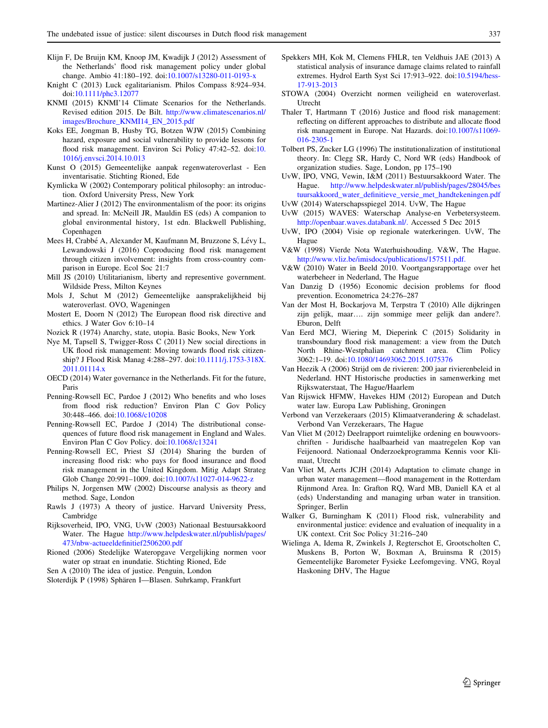Klijn F, De Bruijn KM, Knoop JM, Kwadijk J (2012) Assessment of the Netherlands' flood risk management policy under global change. Ambio 41:180–192. doi:10.1007/s13280-011-0193-x

Knight C (2013) Luck egalitarianism. Philos Compass 8:924–934. doi:10.1111/phc3.12077

KNMI (2015) KNMI'14 Climate Scenarios for the Netherlands. Revised edition 2015. De Bilt. http://www.climatescenarios.nl/images/Brochure_KNMI14_EN_2015.pdf

Koks EE, Jongman B, Husby TG, Botzen WJW (2015) Combining hazard, exposure and social vulnerability to provide lessons for flood risk management. Environ Sci Policy 47:42–52. doi:10.1016/j.envsci.2014.10.013

Kunst O (2015) Gemeentelijke aanpak regenwateroverlast - Een inventarisatie. Stichting Rioned, Ede

Kymlicka W (2002) Contemporary political philosophy: an introduction. Oxford University Press, New York

Martinez-Alier J (2012) The environmentalism of the poor: its origins and spread. In: McNeill JR, Mauldin ES (eds) A companion to global environmental history, 1st edn. Blackwell Publishing, Copenhagen

Mees H, Crabbé A, Alexander M, Kaufmann M, Bruzzone S, Lévy L, Lewandowski J (2016) Coproducing flood risk management through citizen involvement: insights from cross-country comparison in Europe. Ecol Soc 21:7

Mill JS (2010) Utilitarianism, liberty and representive government. Wildside Press, Milton Keynes

Mols J, Schut M (2012) Gemeentelijke aansprakelijkheid bij wateroverlast. OVO, Wageningen

Mostert E, Doorn N (2012) The European flood risk directive and ethics. J Water Gov 6:10–14

Nozick R (1974) Anarchy, state, utopia. Basic Books, New York

Nye M, Tapsell S, Twigger-Ross C (2011) New social directions in UK flood risk management: Moving towards flood risk citizenship? J Flood Risk Manag 4:288–297. doi:10.1111/j.1753-318X.2011.01114.x

OECD (2014) Water governance in the Netherlands. Fit for the future, Paris

Penning-Rowsell EC, Pardoe J (2012) Who benefits and who loses from flood risk reduction? Environ Plan C Gov Policy 30:448–466. doi:10.1068/c10208

Penning-Rowsell EC, Pardoe J (2014) The distributional consequences of future flood risk management in England and Wales. Environ Plan C Gov Policy. doi:10.1068/c13241

Penning-Rowsell EC, Priest SJ (2014) Sharing the burden of increasing flood risk: who pays for flood insurance and flood risk management in the United Kingdom. Mitig Adapt Strateg Glob Change 20:991–1009. doi:10.1007/s11027-014-9622-z

Philips N, Jorgensen MW (2002) Discourse analysis as theory and method. Sage, London

Rawls J (1973) A theory of justice. Harvard University Press, Cambridge

Rijksoverheid, IPO, VNG, UvW (2003) Nationaal Bestuursakkoord Water. The Hague http://www.helpdeskwater.nl/publish/pages/473/nbw-actueeldefinitief2506200.pdf

Rioned (2006) Stedelijke Wateropgave Vergelijking normen voor water op straat en inundatie. Stichting Rioned, Ede

Sen A (2010) The idea of justice. Penguin, London

Sloterdijk P (1998) Sphären I—Blasen. Suhrkamp, Frankfurt

Spekkers MH, Kok M, Clemens FHLR, ten Veldhuis JAE (2013) A statistical analysis of insurance damage claims related to rainfall extremes. Hydrol Earth Syst Sci 17:913–922. doi:10.5194/hess-17-913-2013

STOWA (2004) Overzicht normen veiligheid en wateroverlast. Utrecht

Thaler T, Hartmann T (2016) Justice and flood risk management: reflecting on different approaches to distribute and allocate flood risk management in Europe. Nat Hazards. doi:10.1007/s11069-016-2305-1

Tolbert PS, Zucker LG (1996) The institutionalization of institutional theory. In: Clegg SR, Hardy C, Nord WR (eds) Handbook of organization studies. Sage, London, pp 175–190

UvW, IPO, VNG, Vewin, I&M (2011) Bestuursakkoord Water. The Hague. http://www.helpdeskwater.nl/publish/pages/28045/bestuursakkoord_water_definitieve_versie_met_handtekeningen.pdf

UvW (2014) Waterschapsspiegel 2014. UvW, The Hague

UvW (2015) WAVES: Waterschap Analyse-en Verbetersysteem. http://openbaar.waves.databank.nl/. Accessed 5 Dec 2015

UvW, IPO (2004) Visie op regionale waterkeringen. UvW, The Hague

V&W (1998) Vierde Nota Waterhuishouding. V&W, The Hague. http://www.vliz.be/imisdocs/publications/157511.pdf.

V&W (2010) Water in Beeld 2010. Voortgangsrapportage over het waterbeheer in Nederland, The Hague

Van Danzig D (1956) Economic decision problems for flood prevention. Econometrica 24:276–287

Van der Most H, Bockarjova M, Terpstra T (2010) Alle dijkringen zijn gelijk, maar…. zijn sommige meer gelijk dan andere?. Eburon, Delft

Van Eerd MCJ, Wiering M, Dieperink C (2015) Solidarity in transboundary flood risk management: a view from the Dutch North Rhine-Westphalian catchment area. Clim Policy 3062:1–19. doi:10.1080/14693062.2015.1075376

Van Heezik A (2006) Strijd om de rivieren: 200 jaar rivierenbeleid in Nederland. HNT Historische producties in samenwerking met Rijkswaterstaat, The Hague/Haarlem

Van Rijswick HFMW, Havekes HJM (2012) European and Dutch water law. Europa Law Publishing, Groningen

Verbond van Verzekeraars (2015) Klimaatverandering & schadelast. Verbond Van Verzekeraars, The Hague

Van Vliet M (2012) Deelrapport ruimtelijke ordening en bouwvoorschriften - Juridische haalbaarheid van maatregelen Kop van Feijenoord. Nationaal Onderzoekprogramma Kennis voor Klimaat, Utrecht

Van Vliet M, Aerts JCJH (2014) Adaptation to climate change in urban water management—flood management in the Rotterdam Rijnmond Area. In: Grafton RQ, Ward MB, Daniell KA et al (eds) Understanding and managing urban water in transition. Springer, Berlin

Walker G, Burningham K (2011) Flood risk, vulnerability and environmental justice: evidence and evaluation of inequality in a UK context. Crit Soc Policy 31:216–240

Wielinga A, Idema R, Zwinkels J, Regterschot E, Grootscholten C, Muskens B, Porton W, Boxman A, Bruinsma R (2015) Gemeentelijke Barometer Fysieke Leefomgeving. VNG, Royal Haskoning DHV, The Hague